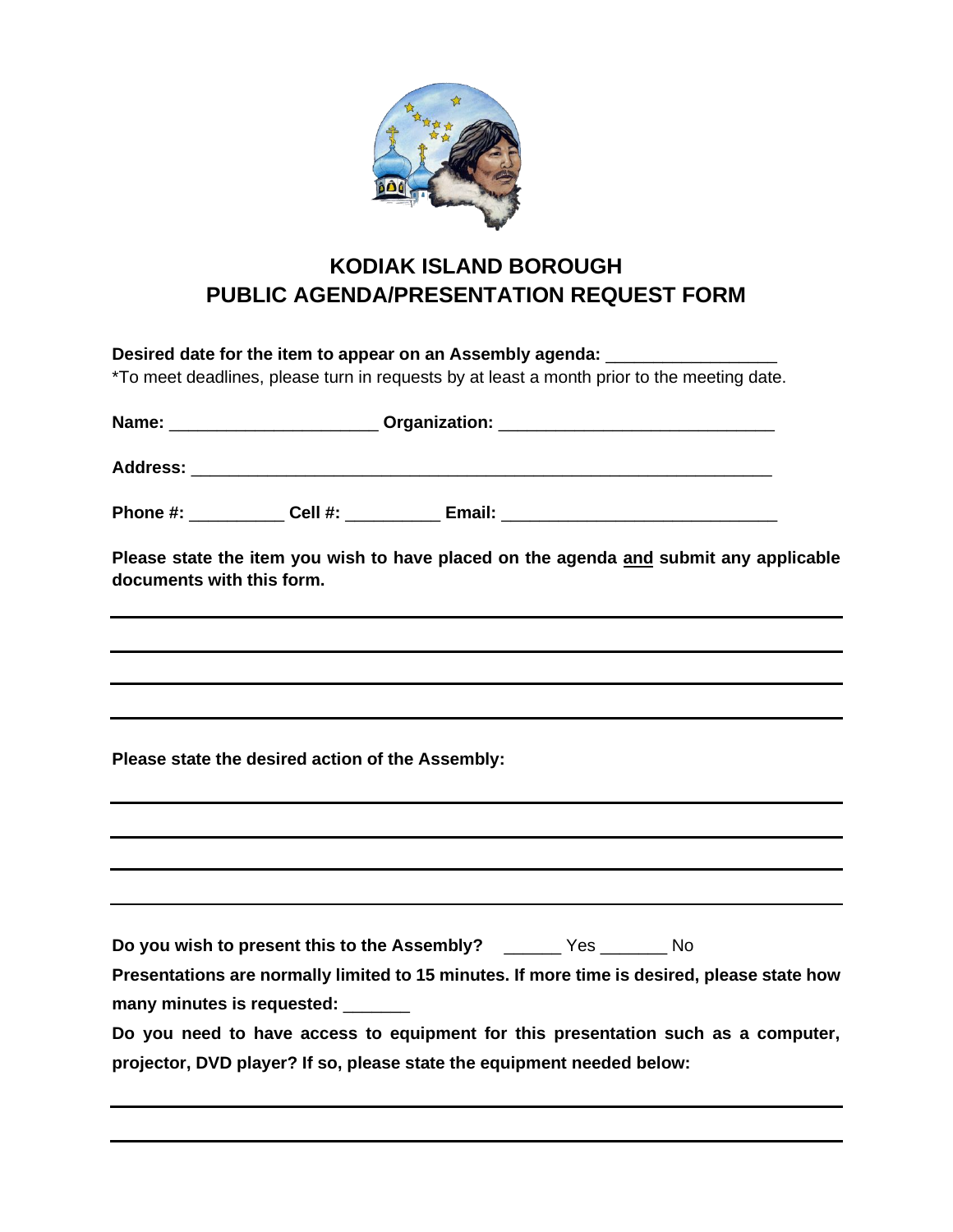# KODIAK ISLAND BOROUGH
# PUBLIC AGENDA/PRESENTATION REQUEST FORM

**Desired date for the item to appear on an Assembly agenda:** __________________

*To meet deadlines, please turn in requests by at least a month prior to the meeting date.

**Name:** ______________________ **Organization:** _____________________________

**Address:** ______________________________________________________________

**Phone #:** __________ **Cell #:** __________ **Email:** _____________________________

**Please state the item you wish to have placed on the agenda and submit any applicable documents with this form.**

______________________________________________________________________________

______________________________________________________________________________

______________________________________________________________________________

______________________________________________________________________________

**Please state the desired action of the Assembly:**

______________________________________________________________________________

______________________________________________________________________________

______________________________________________________________________________

______________________________________________________________________________

**Do you wish to present this to the Assembly?** ______ Yes _______ No

**Presentations are normally limited to 15 minutes. If more time is desired, please state how many minutes is requested:** _______

**Do you need to have access to equipment for this presentation such as a computer, projector, DVD player? If so, please state the equipment needed below:**

______________________________________________________________________________

______________________________________________________________________________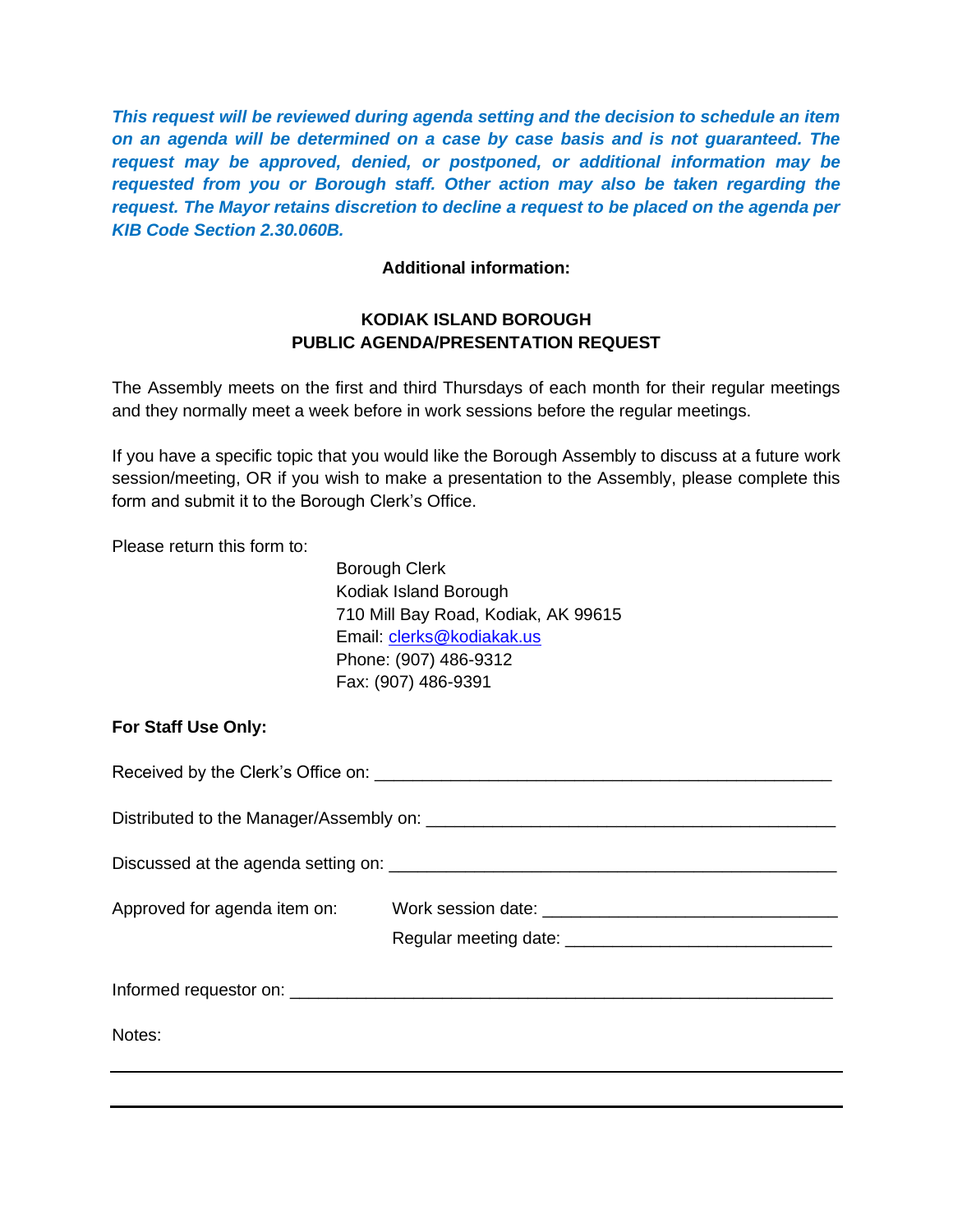***This request will be reviewed during agenda setting and the decision to schedule an item on an agenda will be determined on a case by case basis and is not guaranteed. The request may be approved, denied, or postponed, or additional information may be requested from you or Borough staff. Other action may also be taken regarding the request. The Mayor retains discretion to decline a request to be placed on the agenda per KIB Code Section 2.30.060B.***

**Additional information:**

**KODIAK ISLAND BOROUGH**
**PUBLIC AGENDA/PRESENTATION REQUEST**

The Assembly meets on the first and third Thursdays of each month for their regular meetings and they normally meet a week before in work sessions before the regular meetings.

If you have a specific topic that you would like the Borough Assembly to discuss at a future work session/meeting, OR if you wish to make a presentation to the Assembly, please complete this form and submit it to the Borough Clerk's Office.

Please return this form to:

Borough Clerk
Kodiak Island Borough
710 Mill Bay Road, Kodiak, AK 99615
Email: clerks@kodiakak.us
Phone: (907) 486-9312
Fax: (907) 486-9391

**For Staff Use Only:**

Received by the Clerk's Office on: ________________________________________________

Distributed to the Manager/Assembly on: ____________________________________________

Discussed at the agenda setting on: ________________________________________________

Approved for agenda item on: Work session date: ______________________________

Regular meeting date: ____________________________

Informed requestor on: ____________________________________________________________

Notes:

___________________________________________________________________________

___________________________________________________________________________